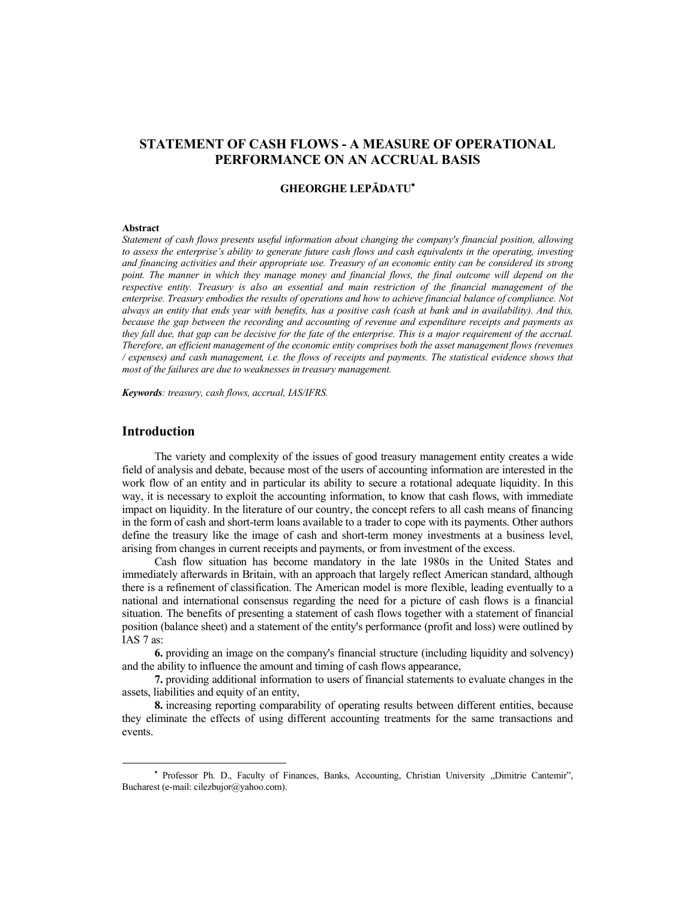# STATEMENT OF CASH FLOWS - A MEASURE OF OPERATIONAL PERFORMANCE ON AN ACCRUAL BASIS

**GHEORGHE LEPĂDATU**[*]

**Abstract**

*Statement of cash flows presents useful information about changing the company's financial position, allowing to assess the enterprise's ability to generate future cash flows and cash equivalents in the operating, investing and financing activities and their appropriate use. Treasury of an economic entity can be considered its strong point. The manner in which they manage money and financial flows, the final outcome will depend on the respective entity. Treasury is also an essential and main restriction of the financial management of the enterprise. Treasury embodies the results of operations and how to achieve financial balance of compliance. Not always an entity that ends year with benefits, has a positive cash (cash at bank and in availability). And this, because the gap between the recording and accounting of revenue and expenditure receipts and payments as they fall due, that gap can be decisive for the fate of the enterprise. This is a major requirement of the accrual. Therefore, an efficient management of the economic entity comprises both the asset management flows (revenues / expenses) and cash management, i.e. the flows of receipts and payments. The statistical evidence shows that most of the failures are due to weaknesses in treasury management.*

***Keywords****: treasury, cash flows, accrual, IAS/IFRS.*

## Introduction

The variety and complexity of the issues of good treasury management entity creates a wide field of analysis and debate, because most of the users of accounting information are interested in the work flow of an entity and in particular its ability to secure a rotational adequate liquidity. In this way, it is necessary to exploit the accounting information, to know that cash flows, with immediate impact on liquidity. In the literature of our country, the concept refers to all cash means of financing in the form of cash and short-term loans available to a trader to cope with its payments. Other authors define the treasury like the image of cash and short-term money investments at a business level, arising from changes in current receipts and payments, or from investment of the excess.

Cash flow situation has become mandatory in the late 1980s in the United States and immediately afterwards in Britain, with an approach that largely reflect American standard, although there is a refinement of classification. The American model is more flexible, leading eventually to a national and international consensus regarding the need for a picture of cash flows is a financial situation. The benefits of presenting a statement of cash flows together with a statement of financial position (balance sheet) and a statement of the entity's performance (profit and loss) were outlined by IAS 7 as:

**6.** providing an image on the company's financial structure (including liquidity and solvency) and the ability to influence the amount and timing of cash flows appearance,

**7.** providing additional information to users of financial statements to evaluate changes in the assets, liabilities and equity of an entity,

**8.** increasing reporting comparability of operating results between different entities, because they eliminate the effects of using different accounting treatments for the same transactions and events.

---

[*] Professor Ph. D., Faculty of Finances, Banks, Accounting, Christian University „Dimitrie Cantemir", Bucharest (e-mail: cilezbujor@yahoo.com).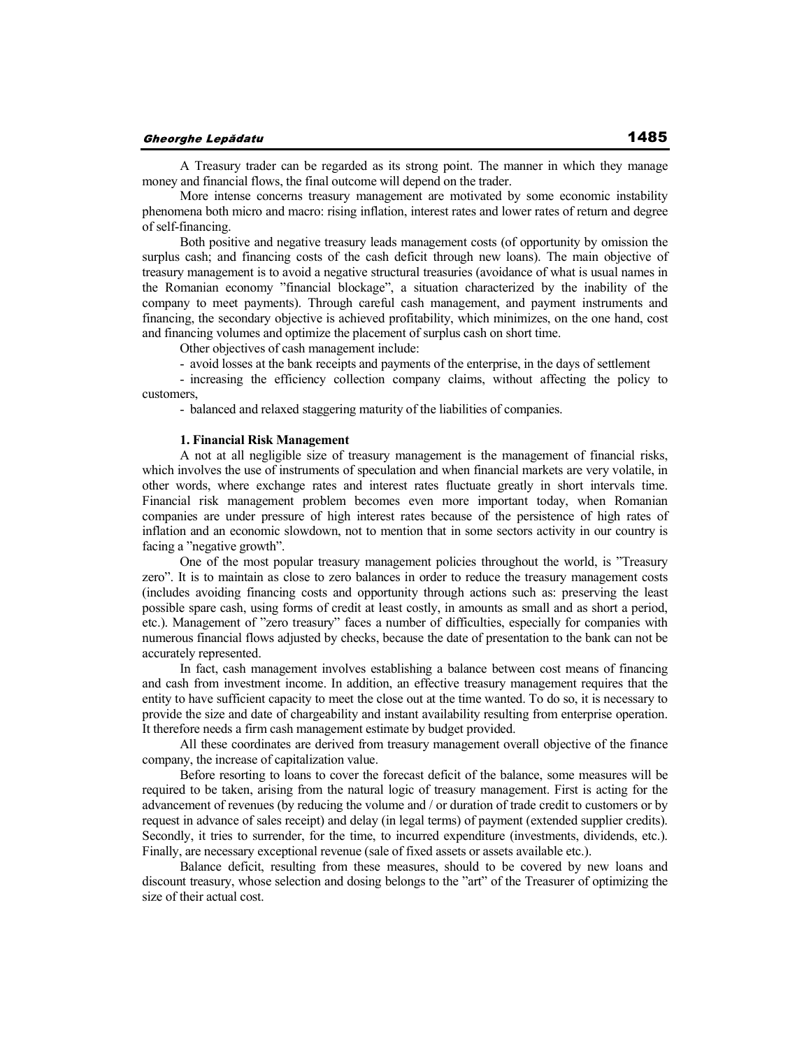A Treasury trader can be regarded as its strong point. The manner in which they manage money and financial flows, the final outcome will depend on the trader.

More intense concerns treasury management are motivated by some economic instability phenomena both micro and macro: rising inflation, interest rates and lower rates of return and degree of self-financing.

Both positive and negative treasury leads management costs (of opportunity by omission the surplus cash; and financing costs of the cash deficit through new loans). The main objective of treasury management is to avoid a negative structural treasuries (avoidance of what is usual names in the Romanian economy ”financial blockage”, a situation characterized by the inability of the company to meet payments). Through careful cash management, and payment instruments and financing, the secondary objective is achieved profitability, which minimizes, on the one hand, cost and financing volumes and optimize the placement of surplus cash on short time.

Other objectives of cash management include:

- avoid losses at the bank receipts and payments of the enterprise, in the days of settlement
- increasing the efficiency collection company claims, without affecting the policy to customers,
- balanced and relaxed staggering maturity of the liabilities of companies.

**1. Financial Risk Management**

A not at all negligible size of treasury management is the management of financial risks, which involves the use of instruments of speculation and when financial markets are very volatile, in other words, where exchange rates and interest rates fluctuate greatly in short intervals time. Financial risk management problem becomes even more important today, when Romanian companies are under pressure of high interest rates because of the persistence of high rates of inflation and an economic slowdown, not to mention that in some sectors activity in our country is facing a ”negative growth”.

One of the most popular treasury management policies throughout the world, is ”Treasury zero”. It is to maintain as close to zero balances in order to reduce the treasury management costs (includes avoiding financing costs and opportunity through actions such as: preserving the least possible spare cash, using forms of credit at least costly, in amounts as small and as short a period, etc.). Management of ”zero treasury” faces a number of difficulties, especially for companies with numerous financial flows adjusted by checks, because the date of presentation to the bank can not be accurately represented.

In fact, cash management involves establishing a balance between cost means of financing and cash from investment income. In addition, an effective treasury management requires that the entity to have sufficient capacity to meet the close out at the time wanted. To do so, it is necessary to provide the size and date of chargeability and instant availability resulting from enterprise operation. It therefore needs a firm cash management estimate by budget provided.

All these coordinates are derived from treasury management overall objective of the finance company, the increase of capitalization value.

Before resorting to loans to cover the forecast deficit of the balance, some measures will be required to be taken, arising from the natural logic of treasury management. First is acting for the advancement of revenues (by reducing the volume and / or duration of trade credit to customers or by request in advance of sales receipt) and delay (in legal terms) of payment (extended supplier credits). Secondly, it tries to surrender, for the time, to incurred expenditure (investments, dividends, etc.). Finally, are necessary exceptional revenue (sale of fixed assets or assets available etc.).

Balance deficit, resulting from these measures, should to be covered by new loans and discount treasury, whose selection and dosing belongs to the ”art” of the Treasurer of optimizing the size of their actual cost.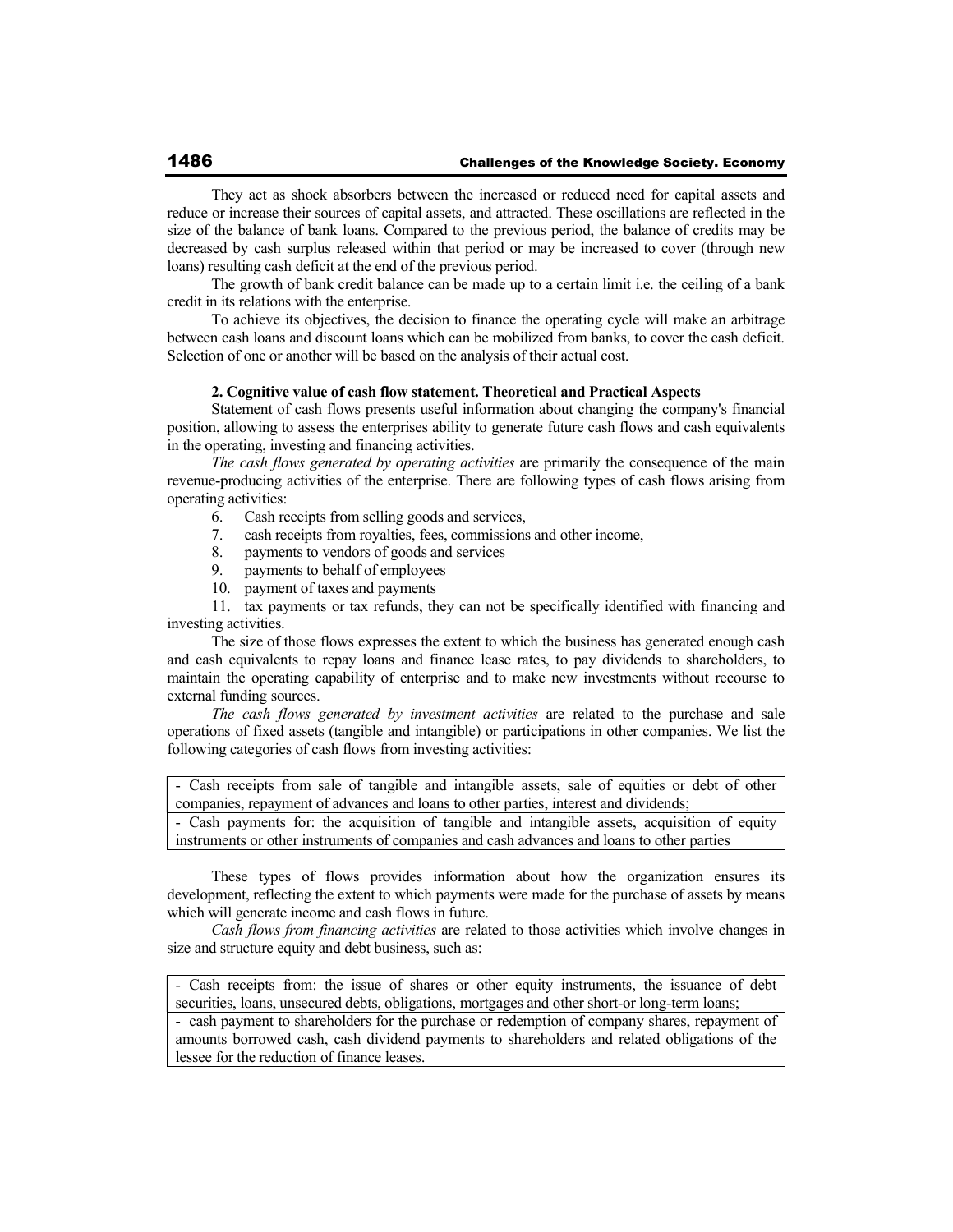They act as shock absorbers between the increased or reduced need for capital assets and reduce or increase their sources of capital assets, and attracted. These oscillations are reflected in the size of the balance of bank loans. Compared to the previous period, the balance of credits may be decreased by cash surplus released within that period or may be increased to cover (through new loans) resulting cash deficit at the end of the previous period.

The growth of bank credit balance can be made up to a certain limit i.e. the ceiling of a bank credit in its relations with the enterprise.

To achieve its objectives, the decision to finance the operating cycle will make an arbitrage between cash loans and discount loans which can be mobilized from banks, to cover the cash deficit. Selection of one or another will be based on the analysis of their actual cost.

### 2. Cognitive value of cash flow statement. Theoretical and Practical Aspects

Statement of cash flows presents useful information about changing the company's financial position, allowing to assess the enterprises ability to generate future cash flows and cash equivalents in the operating, investing and financing activities.

*The cash flows generated by operating activities* are primarily the consequence of the main revenue-producing activities of the enterprise. There are following types of cash flows arising from operating activities:

6. Cash receipts from selling goods and services,
7. cash receipts from royalties, fees, commissions and other income,
8. payments to vendors of goods and services
9. payments to behalf of employees
10. payment of taxes and payments
11. tax payments or tax refunds, they can not be specifically identified with financing and investing activities.

The size of those flows expresses the extent to which the business has generated enough cash and cash equivalents to repay loans and finance lease rates, to pay dividends to shareholders, to maintain the operating capability of enterprise and to make new investments without recourse to external funding sources.

*The cash flows generated by investment activities* are related to the purchase and sale operations of fixed assets (tangible and intangible) or participations in other companies. We list the following categories of cash flows from investing activities:

| - Cash receipts from sale of tangible and intangible assets, sale of equities or debt of other companies, repayment of advances and loans to other parties, interest and dividends; |
|---|
| - Cash payments for: the acquisition of tangible and intangible assets, acquisition of equity instruments or other instruments of companies and cash advances and loans to other parties |

These types of flows provides information about how the organization ensures its development, reflecting the extent to which payments were made for the purchase of assets by means which will generate income and cash flows in future.

*Cash flows from financing activities* are related to those activities which involve changes in size and structure equity and debt business, such as:

| - Cash receipts from: the issue of shares or other equity instruments, the issuance of debt securities, loans, unsecured debts, obligations, mortgages and other short-or long-term loans; |
|---|
| - cash payment to shareholders for the purchase or redemption of company shares, repayment of amounts borrowed cash, cash dividend payments to shareholders and related obligations of the lessee for the reduction of finance leases. |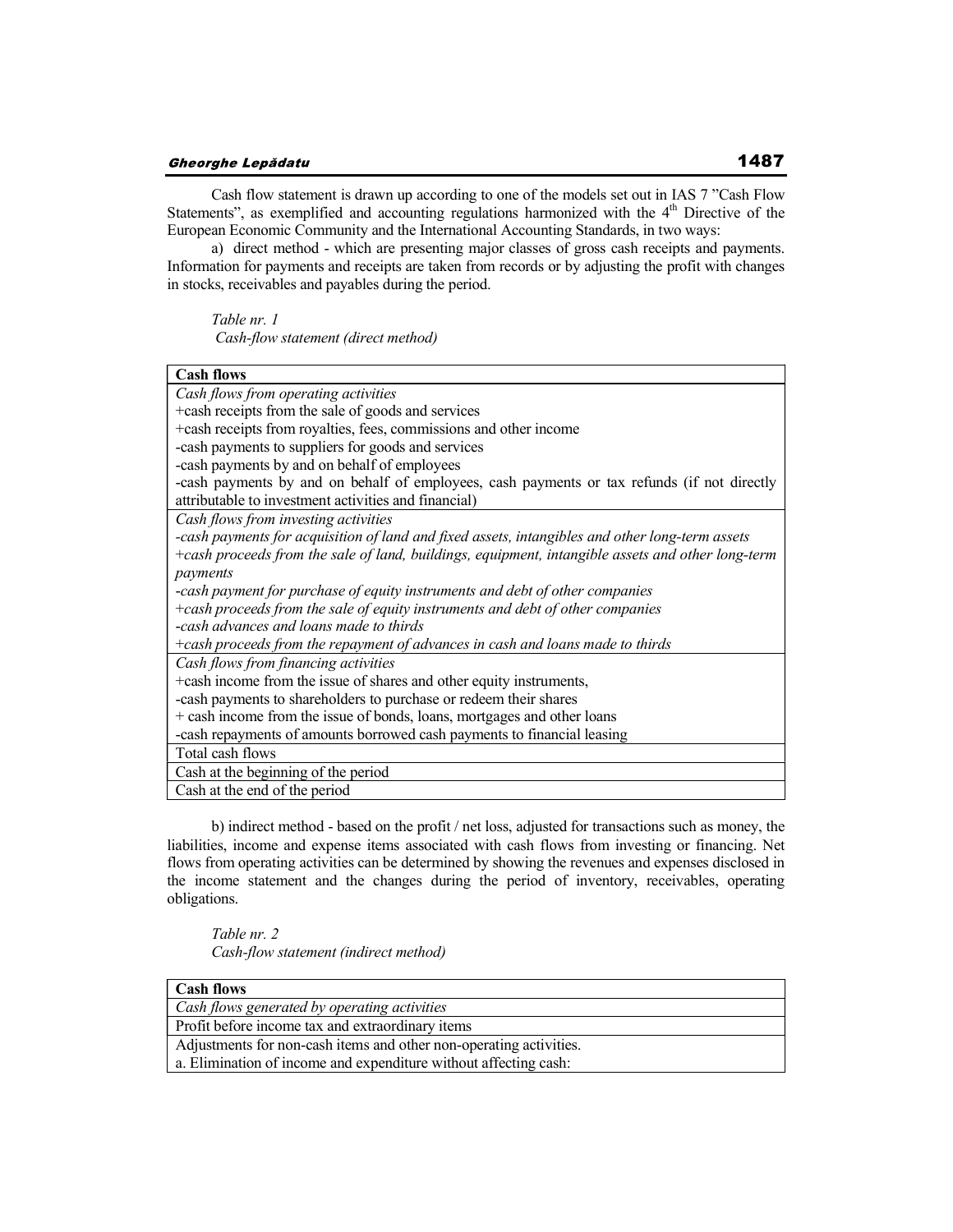Cash flow statement is drawn up according to one of the models set out in IAS 7 "Cash Flow Statements", as exemplified and accounting regulations harmonized with the $4^{th}$ Directive of the European Economic Community and the International Accounting Standards, in two ways:

a) direct method - which are presenting major classes of gross cash receipts and payments. Information for payments and receipts are taken from records or by adjusting the profit with changes in stocks, receivables and payables during the period.

*Table nr. 1*
*Cash-flow statement (direct method)*

| **Cash flows** |
|---|
| *Cash flows from operating activities*<br>+cash receipts from the sale of goods and services<br>+cash receipts from royalties, fees, commissions and other income<br>-cash payments to suppliers for goods and services<br>-cash payments by and on behalf of employees<br>-cash payments by and on behalf of employees, cash payments or tax refunds (if not directly attributable to investment activities and financial) |
| *Cash flows from investing activities*<br>*-cash payments for acquisition of land and fixed assets, intangibles and other long-term assets*<br>*+cash proceeds from the sale of land, buildings, equipment, intangible assets and other long-term payments*<br>*-cash payment for purchase of equity instruments and debt of other companies*<br>*+cash proceeds from the sale of equity instruments and debt of other companies*<br>*-cash advances and loans made to thirds*<br>*+cash proceeds from the repayment of advances in cash and loans made to thirds* |
| *Cash flows from financing activities*<br>+cash income from the issue of shares and other equity instruments,<br>-cash payments to shareholders to purchase or redeem their shares<br>+ cash income from the issue of bonds, loans, mortgages and other loans<br>-cash repayments of amounts borrowed cash payments to financial leasing |
| Total cash flows |
| Cash at the beginning of the period |
| Cash at the end of the period |

b) indirect method - based on the profit / net loss, adjusted for transactions such as money, the liabilities, income and expense items associated with cash flows from investing or financing. Net flows from operating activities can be determined by showing the revenues and expenses disclosed in the income statement and the changes during the period of inventory, receivables, operating obligations.

*Table nr. 2*
*Cash-flow statement (indirect method)*

| **Cash flows** |
|---|
| *Cash flows generated by operating activities* |
| Profit before income tax and extraordinary items |
| Adjustments for non-cash items and other non-operating activities.<br>a. Elimination of income and expenditure without affecting cash: |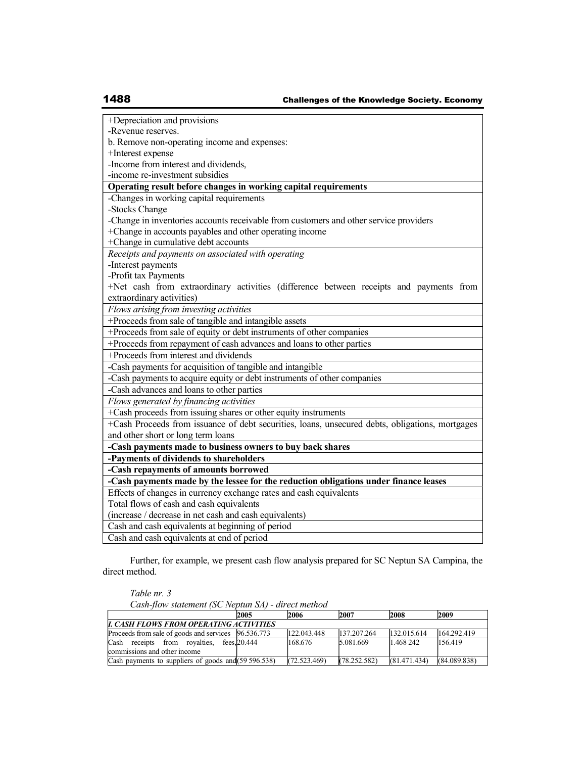| |
|---|
| +Depreciation and provisions<br>-Revenue reserves.<br>b. Remove non-operating income and expenses:<br>+Interest expense<br>-Income from interest and dividends,<br>-income re-investment subsidies |
| **Operating result before changes in working capital requirements** |
| -Changes in working capital requirements<br>-Stocks Change<br>-Change in inventories accounts receivable from customers and other service providers<br>+Change in accounts payables and other operating income<br>+Change in cumulative debt accounts |
| *Receipts and payments on associated with operating*<br>-Interest payments<br>-Profit tax Payments<br>+Net cash from extraordinary activities (difference between receipts and payments from extraordinary activities) |
| *Flows arising from investing activities* |
| +Proceeds from sale of tangible and intangible assets |
| +Proceeds from sale of equity or debt instruments of other companies |
| +Proceeds from repayment of cash advances and loans to other parties |
| +Proceeds from interest and dividends |
| -Cash payments for acquisition of tangible and intangible |
| -Cash payments to acquire equity or debt instruments of other companies |
| -Cash advances and loans to other parties |
| *Flows generated by financing activities* |
| +Cash proceeds from issuing shares or other equity instruments |
| +Cash Proceeds from issuance of debt securities, loans, unsecured debts, obligations, mortgages and other short or long term loans |
| **-Cash payments made to business owners to buy back shares** |
| **-Payments of dividends to shareholders** |
| **-Cash repayments of amounts borrowed** |
| **-Cash payments made by the lessee for the reduction obligations under finance leases** |
| Effects of changes in currency exchange rates and cash equivalents |
| Total flows of cash and cash equivalents<br>(increase / decrease in net cash and cash equivalents) |
| Cash and cash equivalents at beginning of period |
| Cash and cash equivalents at end of period |

Further, for example, we present cash flow analysis prepared for SC Neptun SA Campina, the direct method.

*Table nr. 3*

*Cash-flow statement (SC Neptun SA) - direct method*

| | 2005 | 2006 | 2007 | 2008 | 2009 |
|---|---|---|---|---|---|
| ***I. CASH FLOWS FROM OPERATING ACTIVITIES*** | | | | | |
| Proceeds from sale of goods and services | 96.536.773 | 122.043.448 | 137.207.264 | 132.015.614 | 164.292.419 |
| Cash receipts from royalties, fees, commissions and other income | 20.444 | 168.676 | 5.081.669 | 1.468 242 | 156.419 |
| Cash payments to suppliers of goods and | (59 596.538) | (72.523.469) | (78.252.582) | (81.471.434) | (84.089.838) |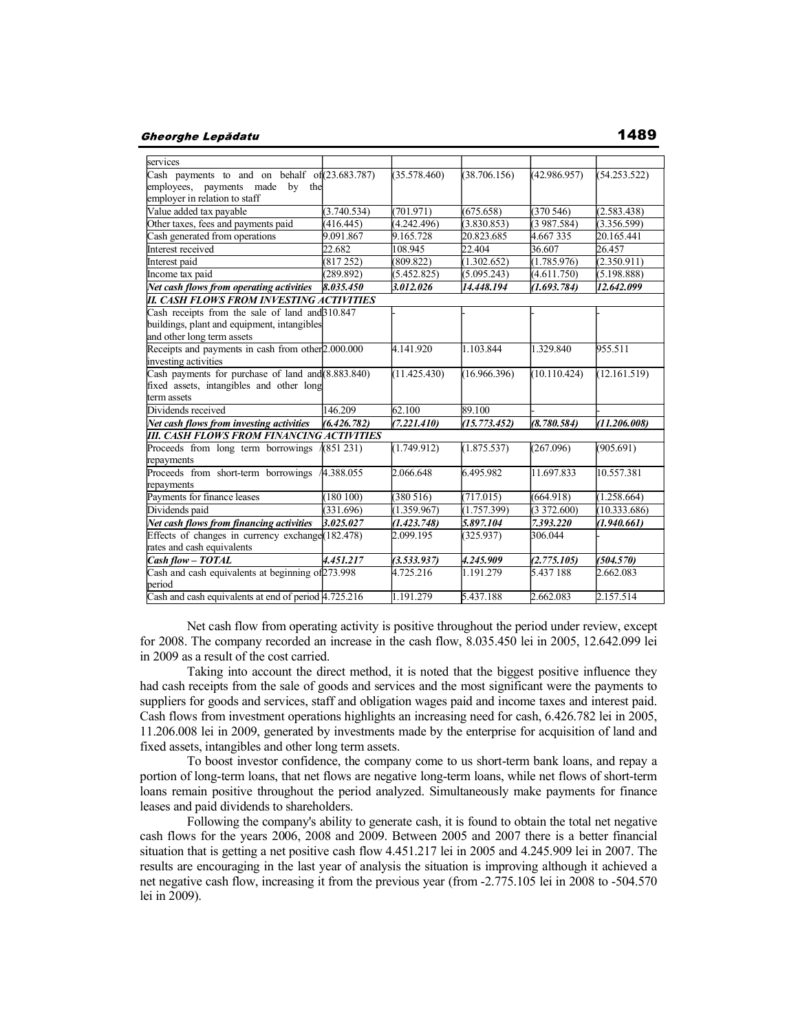| | | | | | |
|---|---|---|---|---|---|
| services | | | | | |
| Cash payments to and on behalf of employees, payments made by the employer in relation to staff | (23.683.787) | (35.578.460) | (38.706.156) | (42.986.957) | (54.253.522) |
| Value added tax payable | (3.740.534) | (701.971) | (675.658) | (370 546) | (2.583.438) |
| Other taxes, fees and payments paid | (416.445) | (4.242.496) | (3.830.853) | (3 987.584) | (3.356.599) |
| Cash generated from operations | 9.091.867 | 9.165.728 | 20.823.685 | 4.667 335 | 20.165.441 |
| Interest received | 22.682 | 108.945 | 22.404 | 36.607 | 26.457 |
| Interest paid | (817 252) | (809.822) | (1.302.652) | (1.785.976) | (2.350.911) |
| Income tax paid | (289.892) | (5.452.825) | (5.095.243) | (4.611.750) | (5.198.888) |
| ***Net cash flows from operating activities*** | ***8.035.450*** | ***3.012.026*** | ***14.448.194*** | ***(1.693.784)*** | ***12.642.099*** |
| ***II. CASH FLOWS FROM INVESTING ACTIVITIES*** | | | | | |
| Cash receipts from the sale of land and buildings, plant and equipment, intangibles and other long term assets | 310.847 | - | - | - | - |
| Receipts and payments in cash from other investing activities | 2.000.000 | 4.141.920 | 1.103.844 | 1.329.840 | 955.511 |
| Cash payments for purchase of land and fixed assets, intangibles and other long term assets | (8.883.840) | (11.425.430) | (16.966.396) | (10.110.424) | (12.161.519) |
| Dividends received | 146.209 | 62.100 | 89.100 | - | - |
| ***Net cash flows from investing activities*** | ***(6.426.782)*** | ***(7.221.410)*** | ***(15.773.452)*** | ***(8.780.584)*** | ***(11.206.008)*** |
| ***III. CASH FLOWS FROM FINANCING ACTIVITIES*** | | | | | |
| Proceeds from long term borrowings / repayments | (851 231) | (1.749.912) | (1.875.537) | (267.096) | (905.691) |
| Proceeds from short-term borrowings / repayments | 4.388.055 | 2.066.648 | 6.495.982 | 11.697.833 | 10.557.381 |
| Payments for finance leases | (180 100) | (380 516) | (717.015) | (664.918) | (1.258.664) |
| Dividends paid | (331.696) | (1.359.967) | (1.757.399) | (3 372.600) | (10.333.686) |
| ***Net cash flows from financing activities*** | ***3.025.027*** | ***(1.423.748)*** | ***5.897.104*** | ***7.393.220*** | ***(1.940.661)*** |
| Effects of changes in currency exchange rates and cash equivalents | (182.478) | 2.099.195 | (325.937) | 306.044 | - |
| ***Cash flow – TOTAL*** | ***4.451.217*** | ***(3.533.937)*** | ***4.245.909*** | ***(2.775.105)*** | ***(504.570)*** |
| Cash and cash equivalents at beginning of period | 273.998 | 4.725.216 | 1.191.279 | 5.437 188 | 2.662.083 |
| Cash and cash equivalents at end of period | 4.725.216 | 1.191.279 | 5.437.188 | 2.662.083 | 2.157.514 |

Net cash flow from operating activity is positive throughout the period under review, except for 2008. The company recorded an increase in the cash flow, 8.035.450 lei in 2005, 12.642.099 lei in 2009 as a result of the cost carried.

Taking into account the direct method, it is noted that the biggest positive influence they had cash receipts from the sale of goods and services and the most significant were the payments to suppliers for goods and services, staff and obligation wages paid and income taxes and interest paid. Cash flows from investment operations highlights an increasing need for cash, 6.426.782 lei in 2005, 11.206.008 lei in 2009, generated by investments made by the enterprise for acquisition of land and fixed assets, intangibles and other long term assets.

To boost investor confidence, the company come to us short-term bank loans, and repay a portion of long-term loans, that net flows are negative long-term loans, while net flows of short-term loans remain positive throughout the period analyzed. Simultaneously make payments for finance leases and paid dividends to shareholders.

Following the company's ability to generate cash, it is found to obtain the total net negative cash flows for the years 2006, 2008 and 2009. Between 2005 and 2007 there is a better financial situation that is getting a net positive cash flow 4.451.217 lei in 2005 and 4.245.909 lei in 2007. The results are encouraging in the last year of analysis the situation is improving although it achieved a net negative cash flow, increasing it from the previous year (from -2.775.105 lei in 2008 to -504.570 lei in 2009).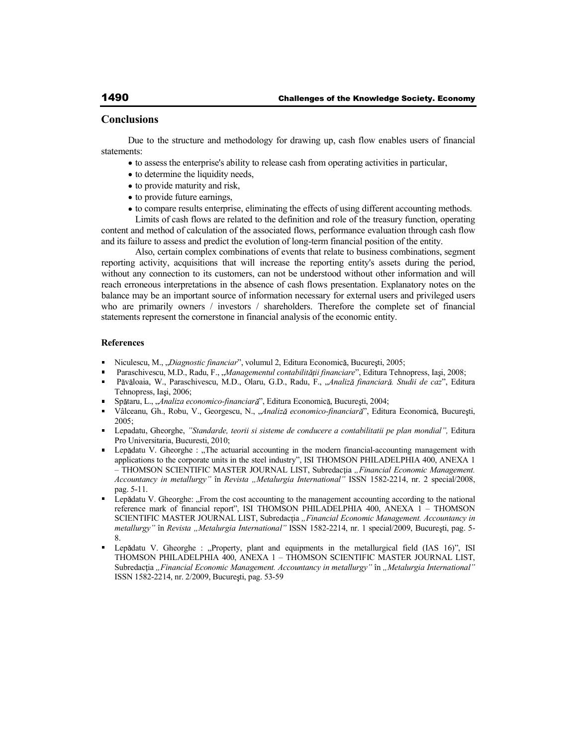## Conclusions

Due to the structure and methodology for drawing up, cash flow enables users of financial statements:

- to assess the enterprise's ability to release cash from operating activities in particular,
- to determine the liquidity needs,
- to provide maturity and risk,
- to provide future earnings,
- to compare results enterprise, eliminating the effects of using different accounting methods.

Limits of cash flows are related to the definition and role of the treasury function, operating content and method of calculation of the associated flows, performance evaluation through cash flow and its failure to assess and predict the evolution of long-term financial position of the entity.

Also, certain complex combinations of events that relate to business combinations, segment reporting activity, acquisitions that will increase the reporting entity's assets during the period, without any connection to its customers, can not be understood without other information and will reach erroneous interpretations in the absence of cash flows presentation. Explanatory notes on the balance may be an important source of information necessary for external users and privileged users who are primarily owners / investors / shareholders. Therefore the complete set of financial statements represent the cornerstone in financial analysis of the economic entity.

### References

- Niculescu, M., „*Diagnostic financiar*", volumul 2, Editura Economică, Bucureşti, 2005;
- Paraschivescu, M.D., Radu, F., „*Managementul contabilității financiare*", Editura Tehnopress, Iaşi, 2008;
- Păvăloaia, W., Paraschivescu, M.D., Olaru, G.D., Radu, F., „*Analiză financiară. Studii de caz*", Editura Tehnopress, Iaşi, 2006;
- Spătaru, L., „*Analiza economico-financiară*", Editura Economică, Bucureşti, 2004;
- Vâlceanu, Gh., Robu, V., Georgescu, N., „*Analiză economico-financiară*", Editura Economică, Bucureşti, 2005;
- Lepadatu, Gheorghe, *"Standarde, teorii si sisteme de conducere a contabilitatii pe plan mondial",* Editura Pro Universitaria, Bucuresti, 2010;
- Lepădatu V. Gheorghe : „The actuarial accounting in the modern financial-accounting management with applications to the corporate units in the steel industry", ISI THOMSON PHILADELPHIA 400, ANEXA 1 – THOMSON SCIENTIFIC MASTER JOURNAL LIST, Subredacția *„Financial Economic Management. Accountancy in metallurgy"* în *Revista „Metalurgia International"* ISSN 1582-2214, nr. 2 special/2008, pag. 5-11.
- Lepădatu V. Gheorghe: „From the cost accounting to the management accounting according to the national reference mark of financial report", ISI THOMSON PHILADELPHIA 400, ANEXA 1 – THOMSON SCIENTIFIC MASTER JOURNAL LIST, Subredacția *„Financial Economic Management. Accountancy in metallurgy"* în *Revista „Metalurgia International"* ISSN 1582-2214, nr. 1 special/2009, Bucureşti, pag. 5-8.
- Lepădatu V. Gheorghe : „Property, plant and equipments in the metallurgical field (IAS 16)", ISI THOMSON PHILADELPHIA 400, ANEXA 1 – THOMSON SCIENTIFIC MASTER JOURNAL LIST, Subredacția *„Financial Economic Management. Accountancy in metallurgy"* în *„Metalurgia International"* ISSN 1582-2214, nr. 2/2009, Bucureşti, pag. 53-59